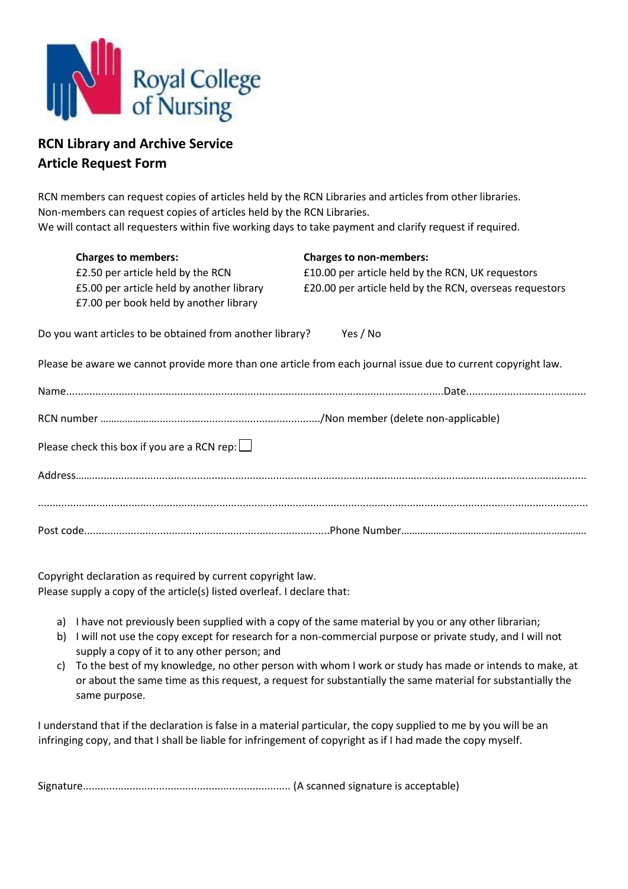Royal College of Nursing

## RCN Library and Archive Service
## Article Request Form

RCN members can request copies of articles held by the RCN Libraries and articles from other libraries.
Non-members can request copies of articles held by the RCN Libraries.
We will contact all requesters within five working days to take payment and clarify request if required.

| **Charges to members:** | **Charges to non-members:** |
|---|---|
| £2.50 per article held by the RCN | £10.00 per article held by the RCN, UK requestors |
| £5.00 per article held by another library | £20.00 per article held by the RCN, overseas requestors |
| £7.00 per book held by another library | |

Do you want articles to be obtained from another library? Yes / No

Please be aware we cannot provide more than one article from each journal issue due to current copyright law.

Name.................................................................................................................................Date.........................................

RCN number ……………….........................................................../Non member (delete non-applicable)

Please check this box if you are a RCN rep: ☐

Address…...............................................................................................................................................................

..............................................................................................................................................................................

Post code..................................................................................Phone Number…………………………………………………………

Copyright declaration as required by current copyright law.
Please supply a copy of the article(s) listed overleaf. I declare that:

a) I have not previously been supplied with a copy of the same material by you or any other librarian;
b) I will not use the copy except for research for a non-commercial purpose or private study, and I will not supply a copy of it to any other person; and
c) To the best of my knowledge, no other person with whom I work or study has made or intends to make, at or about the same time as this request, a request for substantially the same material for substantially the same purpose.

I understand that if the declaration is false in a material particular, the copy supplied to me by you will be an infringing copy, and that I shall be liable for infringement of copyright as if I had made the copy myself.

Signature..................................................................... (A scanned signature is acceptable)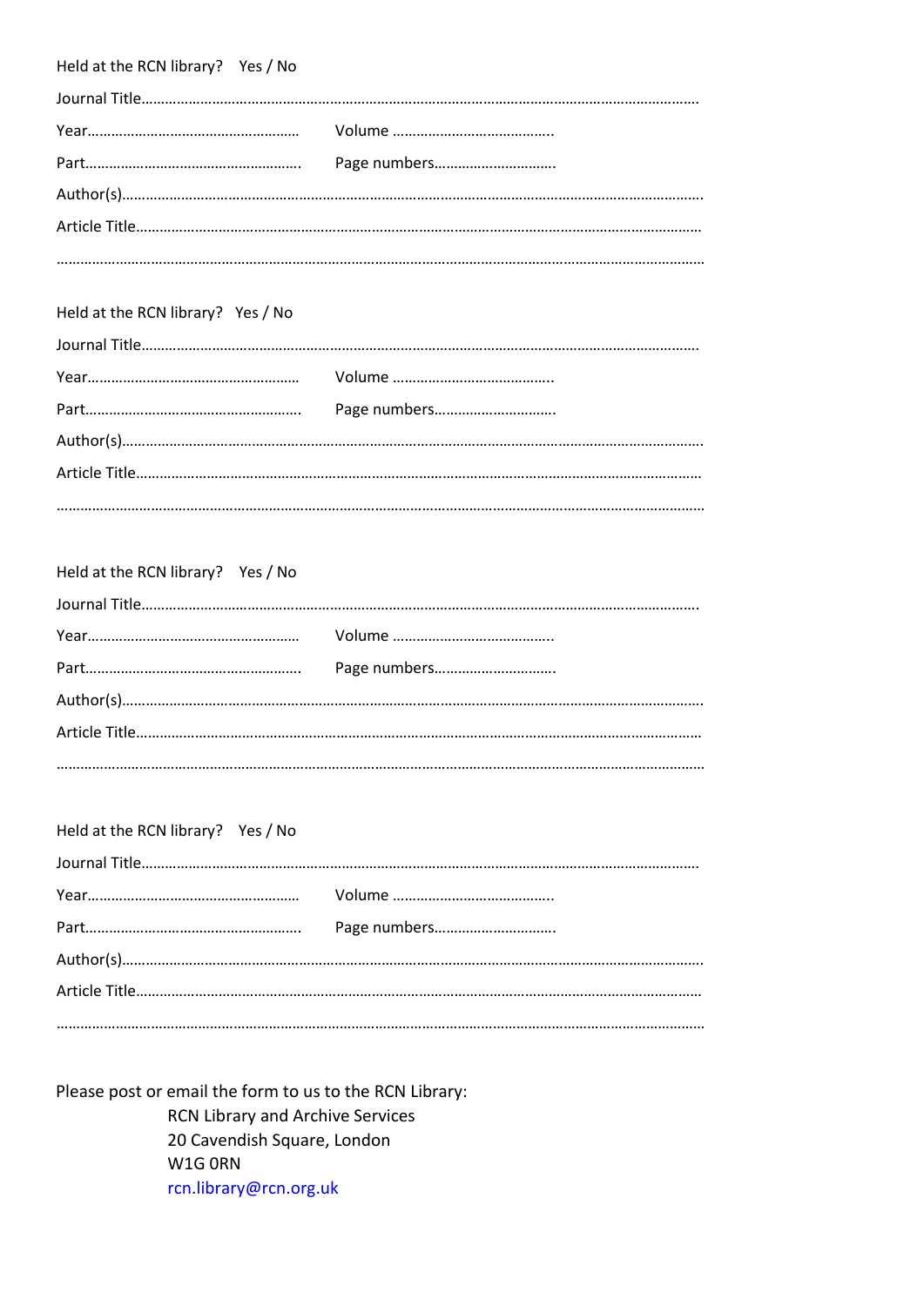Held at the RCN library? Yes / No

Journal Title…………………………………………………………………………………………………………………………

Year………………………………………………… Volume …………………………………..

Part………………………………………………… Page numbers…………………………

Author(s)……………………………………………………………………………………………………………………………

Article Title…………………………………………………………………………………………………………………………

……………………………………………………………………………………………………………………………………………

Held at the RCN library? Yes / No

Journal Title…………………………………………………………………………………………………………………………

Year………………………………………………… Volume …………………………………..

Part………………………………………………… Page numbers…………………………

Author(s)……………………………………………………………………………………………………………………………

Article Title…………………………………………………………………………………………………………………………

……………………………………………………………………………………………………………………………………………

Held at the RCN library? Yes / No

Journal Title…………………………………………………………………………………………………………………………

Year………………………………………………… Volume …………………………………..

Part………………………………………………… Page numbers…………………………

Author(s)……………………………………………………………………………………………………………………………

Article Title…………………………………………………………………………………………………………………………

……………………………………………………………………………………………………………………………………………

Held at the RCN library? Yes / No

Journal Title…………………………………………………………………………………………………………………………

Year………………………………………………… Volume …………………………………..

Part………………………………………………… Page numbers…………………………

Author(s)……………………………………………………………………………………………………………………………

Article Title…………………………………………………………………………………………………………………………

……………………………………………………………………………………………………………………………………………

Please post or email the form to us to the RCN Library:

RCN Library and Archive Services
20 Cavendish Square, London
W1G 0RN
rcn.library@rcn.org.uk